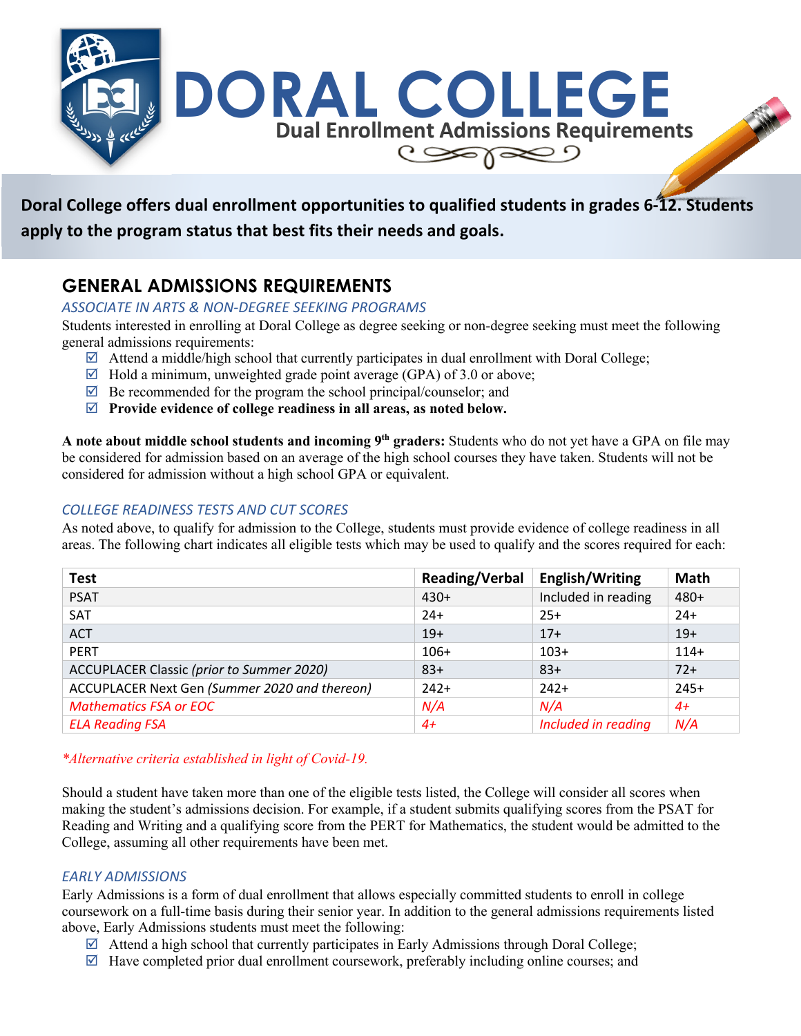# DORAL COLLEGE

## Dual Enrollment Admissions Requirements

**Doral College offers dual enrollment opportunities to qualified students in grades 6-12. Students apply to the program status that best fits their needs and goals.**

## GENERAL ADMISSIONS REQUIREMENTS

### *ASSOCIATE IN ARTS & NON-DEGREE SEEKING PROGRAMS*

Students interested in enrolling at Doral College as degree seeking or non-degree seeking must meet the following general admissions requirements:

- ☑ Attend a middle/high school that currently participates in dual enrollment with Doral College;
- ☑ Hold a minimum, unweighted grade point average (GPA) of 3.0 or above;
- ☑ Be recommended for the program the school principal/counselor; and
- ☑ **Provide evidence of college readiness in all areas, as noted below.**

**A note about middle school students and incoming 9th graders:** Students who do not yet have a GPA on file may be considered for admission based on an average of the high school courses they have taken. Students will not be considered for admission without a high school GPA or equivalent.

### *COLLEGE READINESS TESTS AND CUT SCORES*

As noted above, to qualify for admission to the College, students must provide evidence of college readiness in all areas. The following chart indicates all eligible tests which may be used to qualify and the scores required for each:

| Test | Reading/Verbal | English/Writing | Math |
|---|---|---|---|
| PSAT | 430+ | Included in reading | 480+ |
| SAT | 24+ | 25+ | 24+ |
| ACT | 19+ | 17+ | 19+ |
| PERT | 106+ | 103+ | 114+ |
| ACCUPLACER Classic *(prior to Summer 2020)* | 83+ | 83+ | 72+ |
| ACCUPLACER Next Gen *(Summer 2020 and thereon)* | 242+ | 242+ | 245+ |
| *Mathematics FSA or EOC* | *N/A* | *N/A* | *4+* |
| *ELA Reading FSA* | *4+* | *Included in reading* | *N/A* |

*\*Alternative criteria established in light of Covid-19.*

Should a student have taken more than one of the eligible tests listed, the College will consider all scores when making the student's admissions decision. For example, if a student submits qualifying scores from the PSAT for Reading and Writing and a qualifying score from the PERT for Mathematics, the student would be admitted to the College, assuming all other requirements have been met.

### *EARLY ADMISSIONS*

Early Admissions is a form of dual enrollment that allows especially committed students to enroll in college coursework on a full-time basis during their senior year. In addition to the general admissions requirements listed above, Early Admissions students must meet the following:

- ☑ Attend a high school that currently participates in Early Admissions through Doral College;
- ☑ Have completed prior dual enrollment coursework, preferably including online courses; and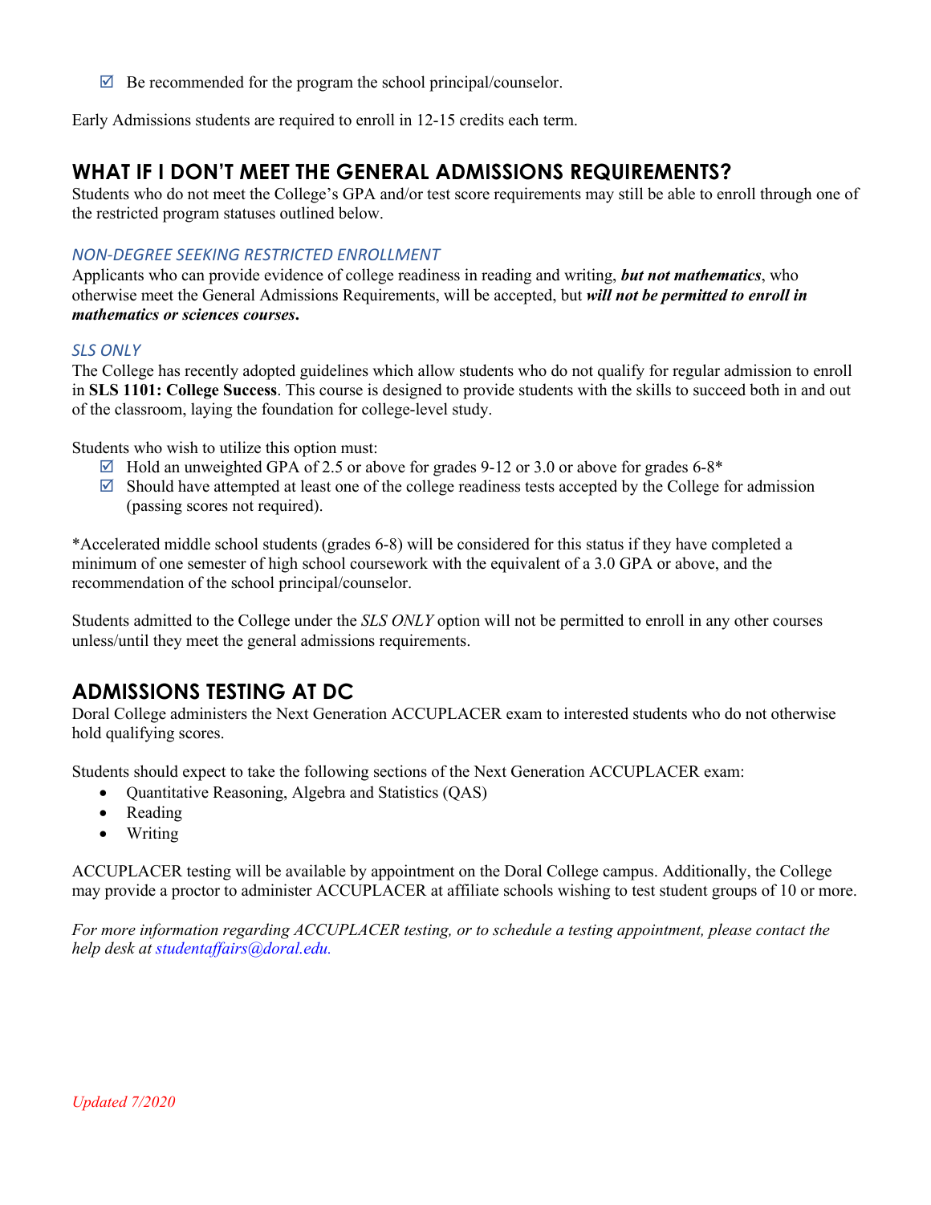- ☑ Be recommended for the program the school principal/counselor.

Early Admissions students are required to enroll in 12-15 credits each term.

## WHAT IF I DON'T MEET THE GENERAL ADMISSIONS REQUIREMENTS?

Students who do not meet the College's GPA and/or test score requirements may still be able to enroll through one of the restricted program statuses outlined below.

### *NON-DEGREE SEEKING RESTRICTED ENROLLMENT*

Applicants who can provide evidence of college readiness in reading and writing, ***but not mathematics***, who otherwise meet the General Admissions Requirements, will be accepted, but ***will not be permitted to enroll in mathematics or sciences courses*****.**

### *SLS ONLY*

The College has recently adopted guidelines which allow students who do not qualify for regular admission to enroll in **SLS 1101: College Success**. This course is designed to provide students with the skills to succeed both in and out of the classroom, laying the foundation for college-level study.

Students who wish to utilize this option must:

- ☑ Hold an unweighted GPA of 2.5 or above for grades 9-12 or 3.0 or above for grades 6-8*
- ☑ Should have attempted at least one of the college readiness tests accepted by the College for admission (passing scores not required).

*Accelerated middle school students (grades 6-8) will be considered for this status if they have completed a minimum of one semester of high school coursework with the equivalent of a 3.0 GPA or above, and the recommendation of the school principal/counselor.

Students admitted to the College under the *SLS ONLY* option will not be permitted to enroll in any other courses unless/until they meet the general admissions requirements.

## ADMISSIONS TESTING AT DC

Doral College administers the Next Generation ACCUPLACER exam to interested students who do not otherwise hold qualifying scores.

Students should expect to take the following sections of the Next Generation ACCUPLACER exam:

- Quantitative Reasoning, Algebra and Statistics (QAS)
- Reading
- Writing

ACCUPLACER testing will be available by appointment on the Doral College campus. Additionally, the College may provide a proctor to administer ACCUPLACER at affiliate schools wishing to test student groups of 10 or more.

*For more information regarding ACCUPLACER testing, or to schedule a testing appointment, please contact the help desk at studentaffairs@doral.edu.*

*Updated 7/2020*